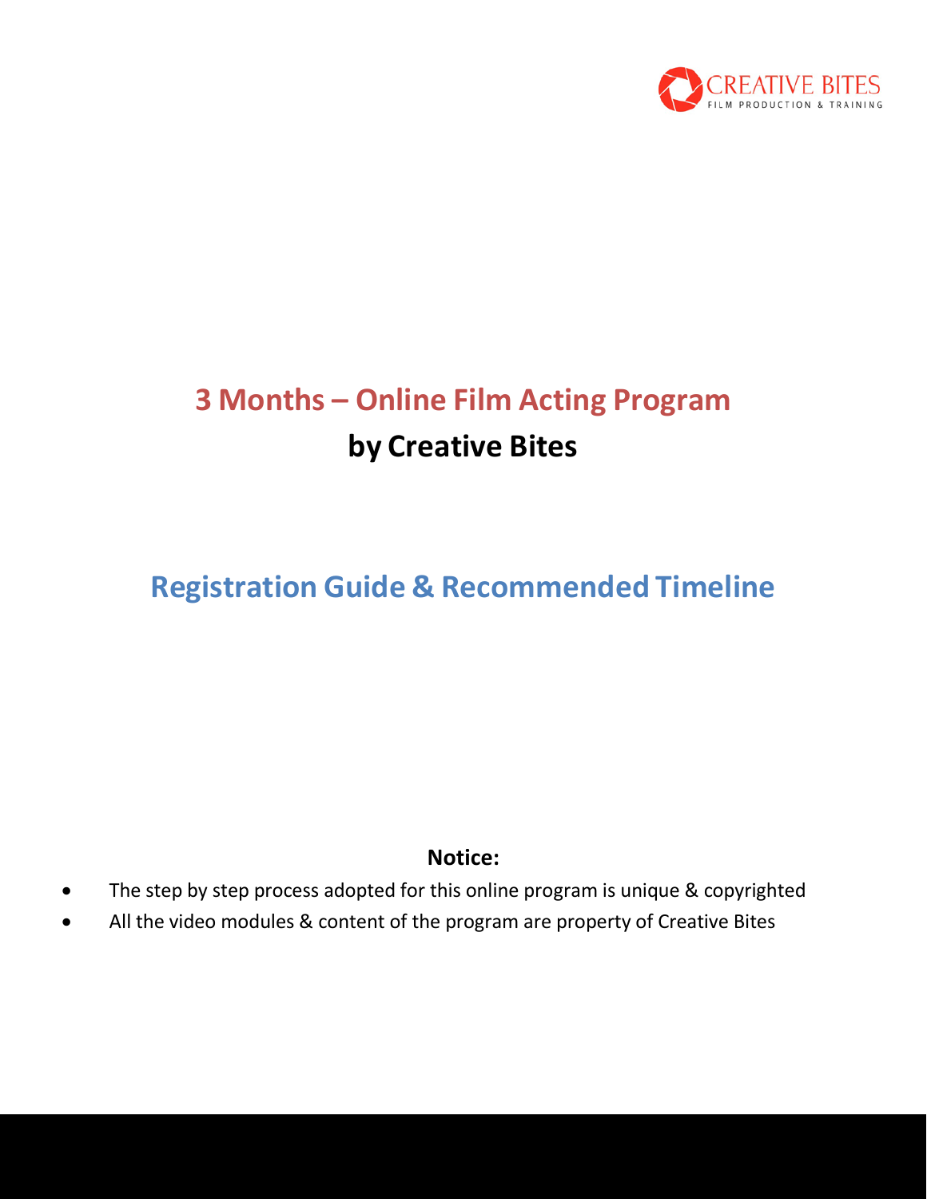CREATIVE BITES
FILM PRODUCTION & TRAINING

# 3 Months – Online Film Acting Program

## by Creative Bites

## Registration Guide & Recommended Timeline

**Notice:**

- The step by step process adopted for this online program is unique & copyrighted
- All the video modules & content of the program are property of Creative Bites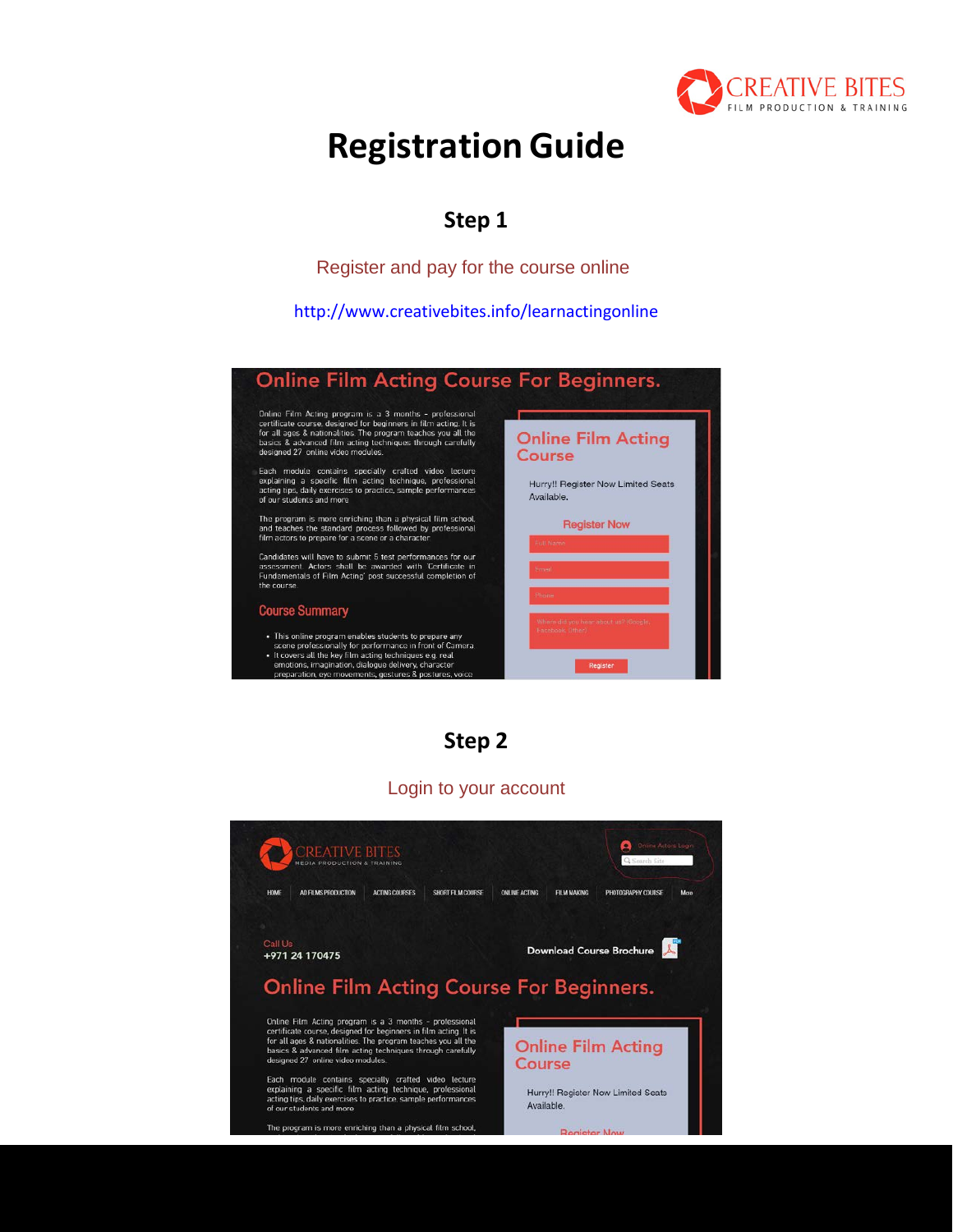# Registration Guide

## Step 1

Register and pay for the course online

http://www.creativebites.info/learnactingonline

## Step 2

Login to your account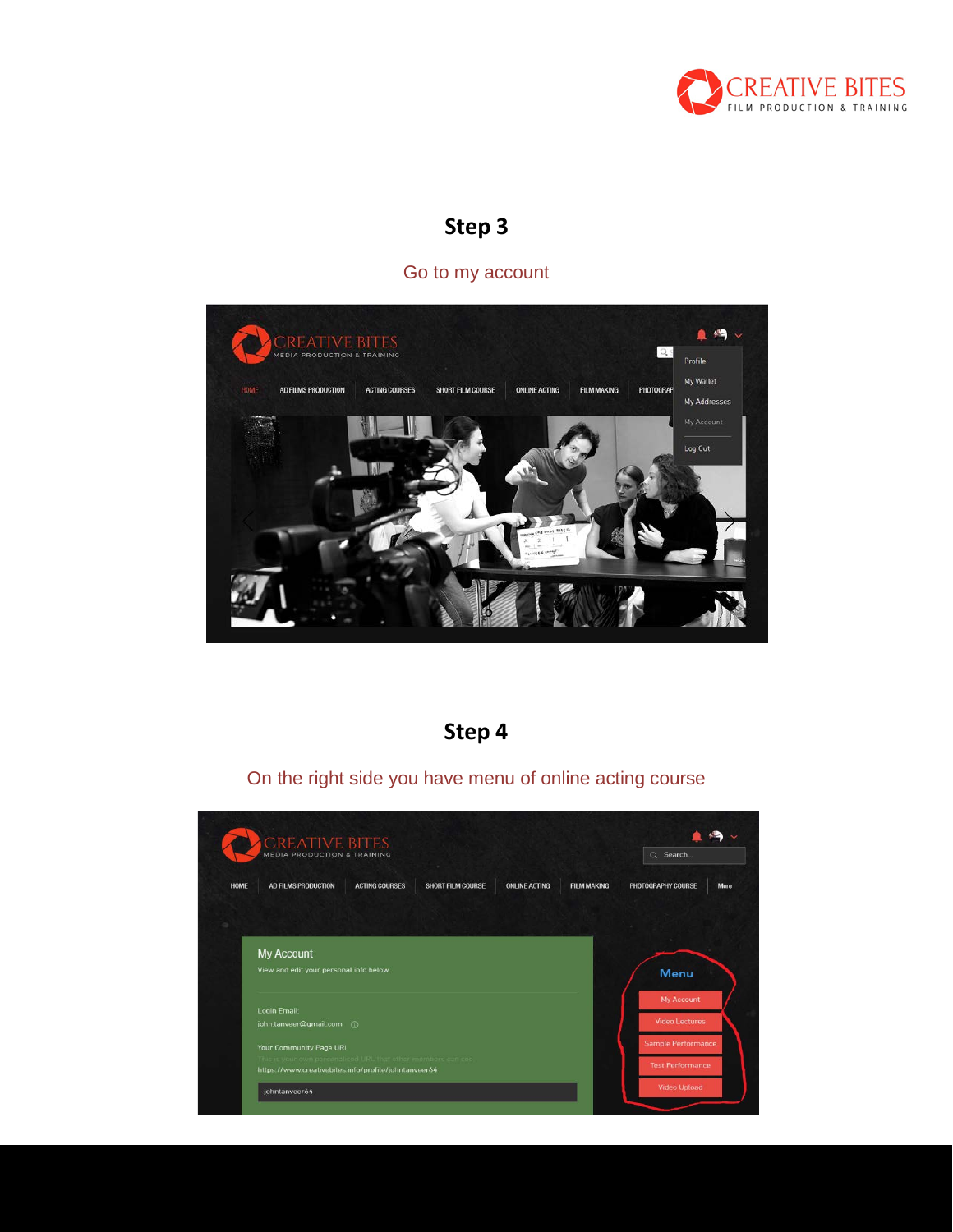## Step 3

Go to my account

## Step 4

On the right side you have menu of online acting course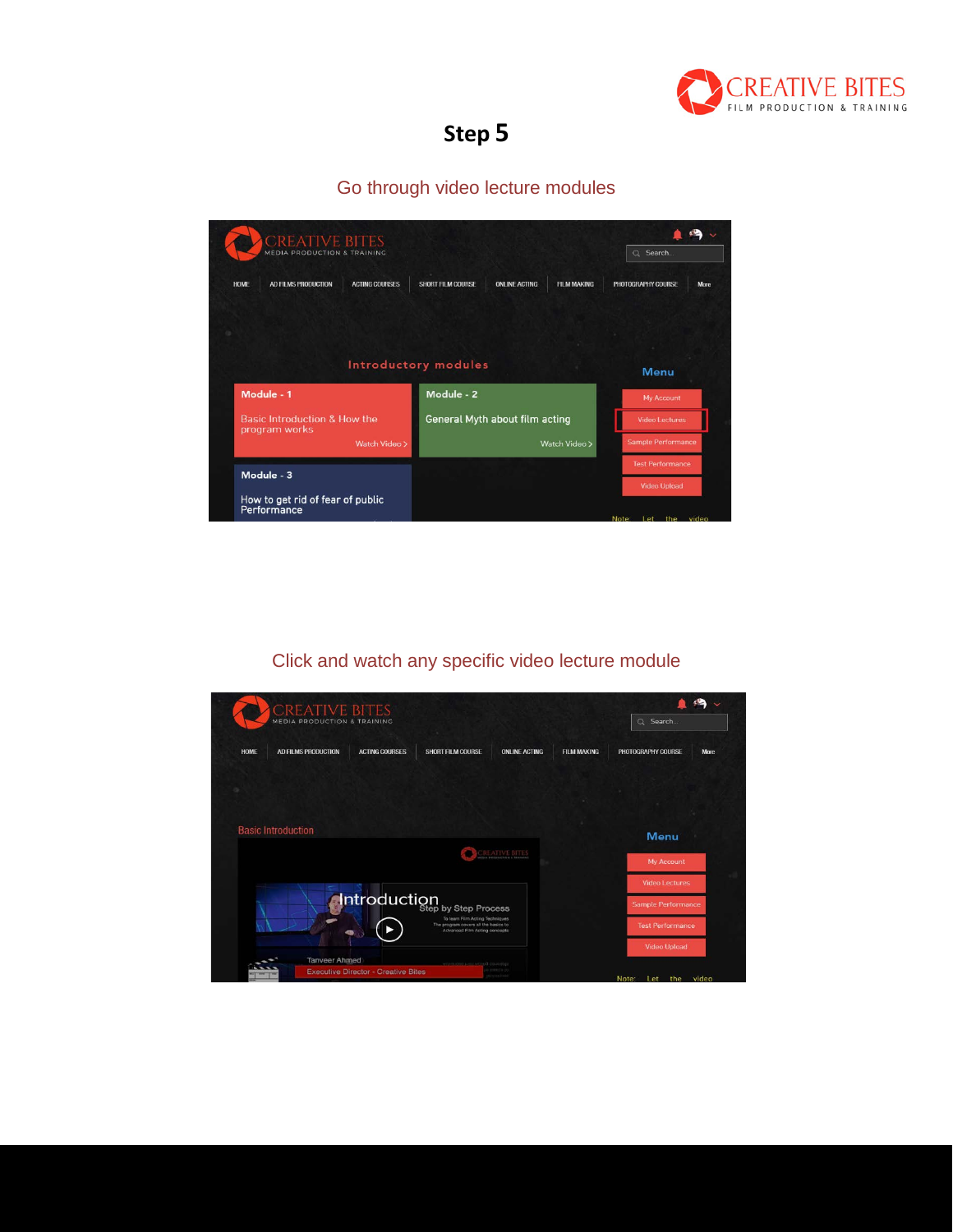# Step 5

Go through video lecture modules

Click and watch any specific video lecture module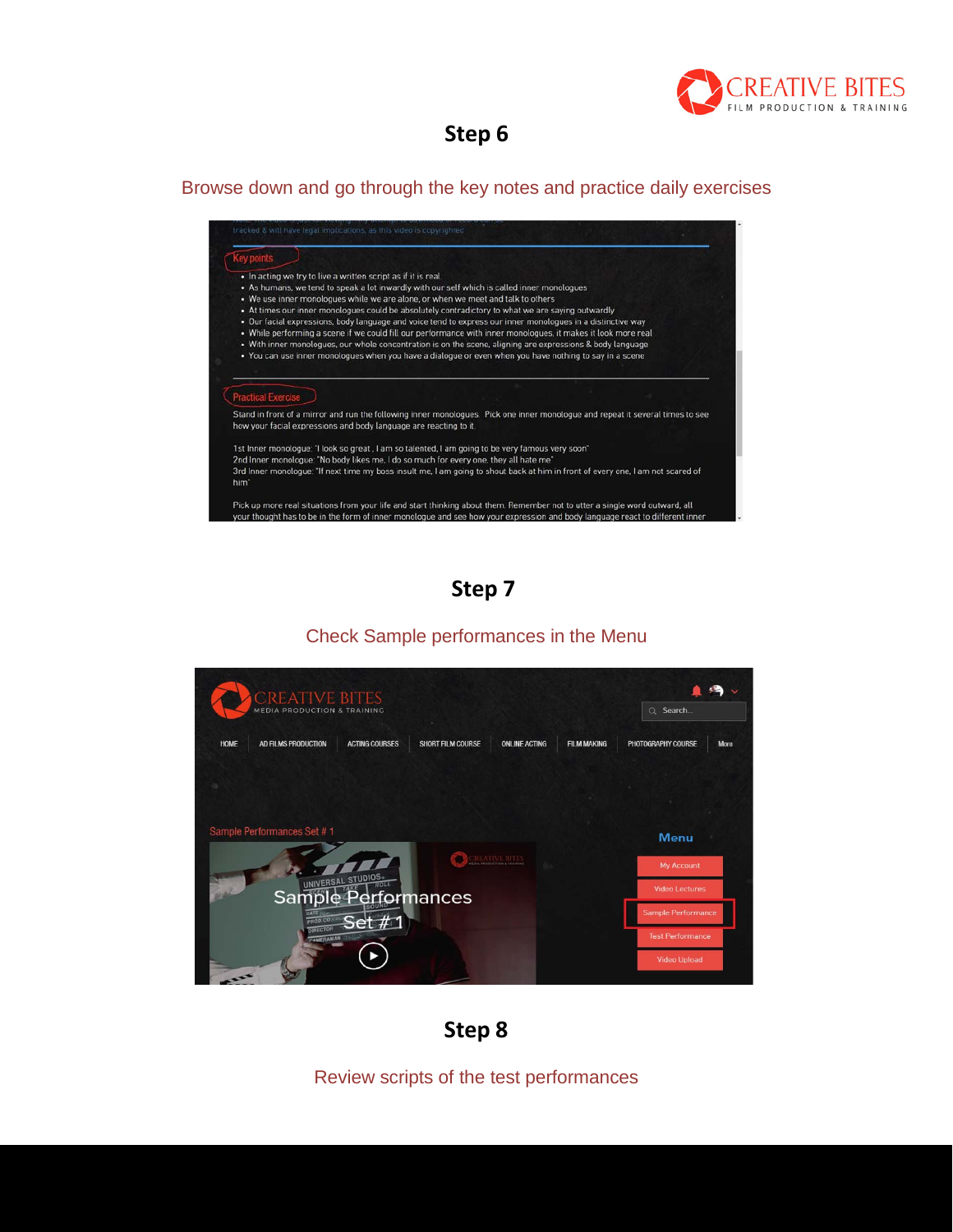## Step 6

Browse down and go through the key notes and practice daily exercises

## Step 7

Check Sample performances in the Menu

## Step 8

Review scripts of the test performances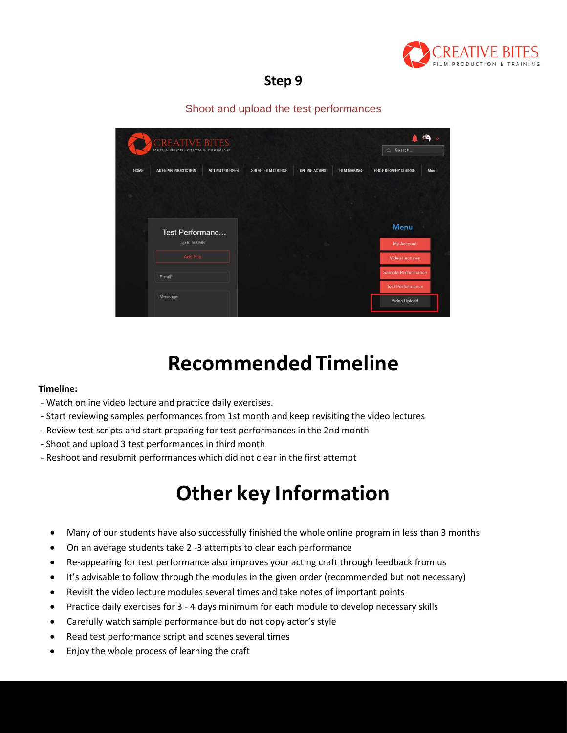## Step 9

Shoot and upload the test performances

# Recommended Timeline

**Timeline:**

- Watch online video lecture and practice daily exercises.
- Start reviewing samples performances from 1st month and keep revisiting the video lectures
- Review test scripts and start preparing for test performances in the 2nd month
- Shoot and upload 3 test performances in third month
- Reshoot and resubmit performances which did not clear in the first attempt

# Other key Information

- Many of our students have also successfully finished the whole online program in less than 3 months
- On an average students take 2 -3 attempts to clear each performance
- Re-appearing for test performance also improves your acting craft through feedback from us
- It's advisable to follow through the modules in the given order (recommended but not necessary)
- Revisit the video lecture modules several times and take notes of important points
- Practice daily exercises for 3 - 4 days minimum for each module to develop necessary skills
- Carefully watch sample performance but do not copy actor's style
- Read test performance script and scenes several times
- Enjoy the whole process of learning the craft